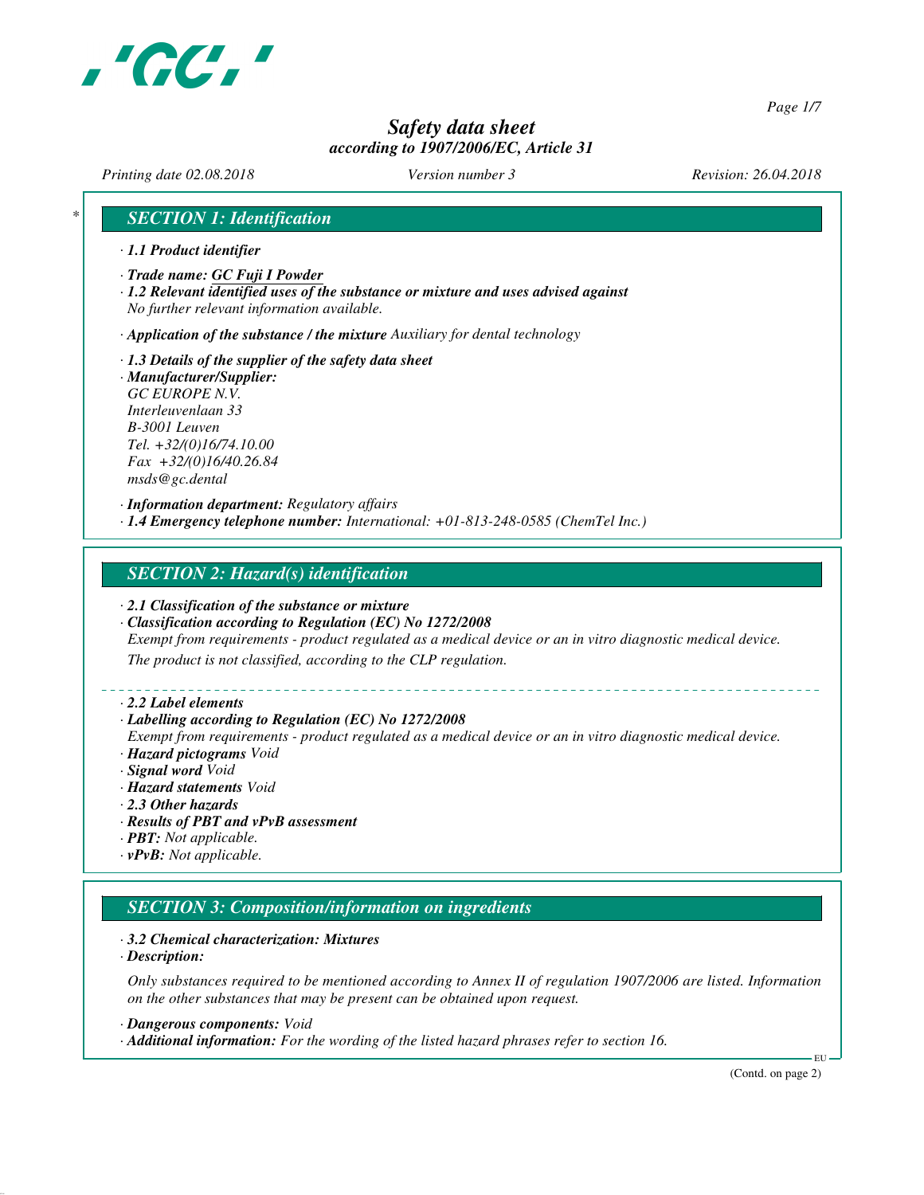# Safety data sheet

*according to 1907/2006/EC, Article 31*

*Printing date 02.08.2018* *Version number 3* *Revision: 26.04.2018*

## SECTION 1: Identification

· **1.1 Product identifier**

· **Trade name: GC Fuji I Powder**

· **1.2 Relevant identified uses of the substance or mixture and uses advised against**
No further relevant information available.

· **Application of the substance / the mixture** Auxiliary for dental technology

· **1.3 Details of the supplier of the safety data sheet**

· **Manufacturer/Supplier:**
GC EUROPE N.V.
Interleuvenlaan 33
B-3001 Leuven
Tel. +32/(0)16/74.10.00
Fax +32/(0)16/40.26.84
msds@gc.dental

· **Information department:** Regulatory affairs

· **1.4 Emergency telephone number:** International: +01-813-248-0585 (ChemTel Inc.)

## SECTION 2: Hazard(s) identification

· **2.1 Classification of the substance or mixture**

· **Classification according to Regulation (EC) No 1272/2008**
Exempt from requirements - product regulated as a medical device or an in vitro diagnostic medical device.
The product is not classified, according to the CLP regulation.

· **2.2 Label elements**

· **Labelling according to Regulation (EC) No 1272/2008**
Exempt from requirements - product regulated as a medical device or an in vitro diagnostic medical device.

· **Hazard pictograms** Void

· **Signal word** Void

· **Hazard statements** Void

· **2.3 Other hazards**

· **Results of PBT and vPvB assessment**

· **PBT:** Not applicable.

· **vPvB:** Not applicable.

## SECTION 3: Composition/information on ingredients

· **3.2 Chemical characterization: Mixtures**

· **Description:**

Only substances required to be mentioned according to Annex II of regulation 1907/2006 are listed. Information on the other substances that may be present can be obtained upon request.

· **Dangerous components:** Void

· **Additional information:** For the wording of the listed hazard phrases refer to section 16.

(Contd. on page 2)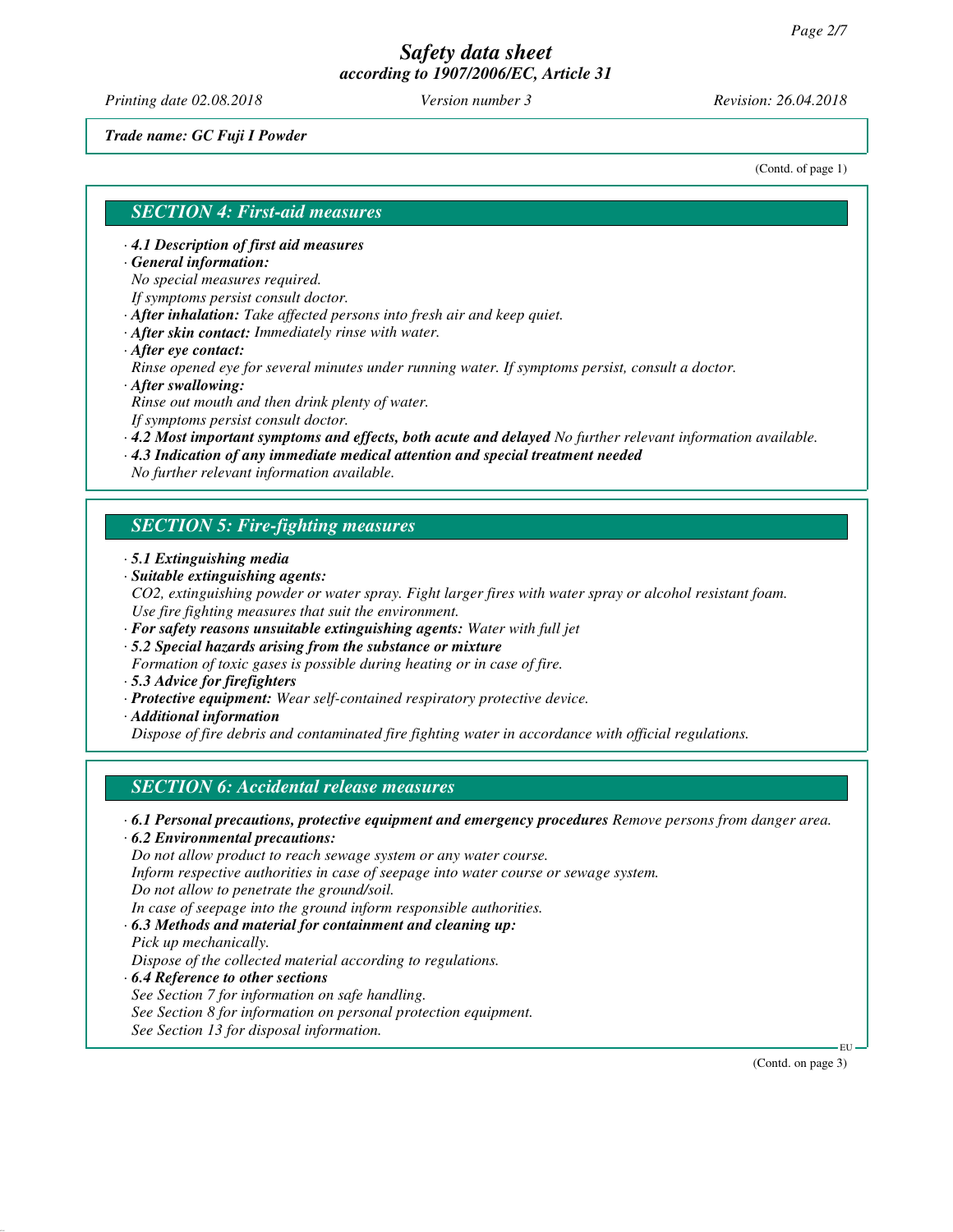*Trade name: GC Fuji I Powder*

(Contd. of page 1)

## SECTION 4: First-aid measures

· **4.1 Description of first aid measures**
· **General information:**
No special measures required.
If symptoms persist consult doctor.
· **After inhalation:** Take affected persons into fresh air and keep quiet.
· **After skin contact:** Immediately rinse with water.
· **After eye contact:**
Rinse opened eye for several minutes under running water. If symptoms persist, consult a doctor.
· **After swallowing:**
Rinse out mouth and then drink plenty of water.
If symptoms persist consult doctor.
· **4.2 Most important symptoms and effects, both acute and delayed** No further relevant information available.
· **4.3 Indication of any immediate medical attention and special treatment needed**
No further relevant information available.

## SECTION 5: Fire-fighting measures

· **5.1 Extinguishing media**
· **Suitable extinguishing agents:**
$CO_2$, extinguishing powder or water spray. Fight larger fires with water spray or alcohol resistant foam.
Use fire fighting measures that suit the environment.
· **For safety reasons unsuitable extinguishing agents:** Water with full jet
· **5.2 Special hazards arising from the substance or mixture**
Formation of toxic gases is possible during heating or in case of fire.
· **5.3 Advice for firefighters**
· **Protective equipment:** Wear self-contained respiratory protective device.
· **Additional information**
Dispose of fire debris and contaminated fire fighting water in accordance with official regulations.

## SECTION 6: Accidental release measures

· **6.1 Personal precautions, protective equipment and emergency procedures** Remove persons from danger area.
· **6.2 Environmental precautions:**
Do not allow product to reach sewage system or any water course.
Inform respective authorities in case of seepage into water course or sewage system.
Do not allow to penetrate the ground/soil.
In case of seepage into the ground inform responsible authorities.
· **6.3 Methods and material for containment and cleaning up:**
Pick up mechanically.
Dispose of the collected material according to regulations.
· **6.4 Reference to other sections**
See Section 7 for information on safe handling.
See Section 8 for information on personal protection equipment.
See Section 13 for disposal information.

(Contd. on page 3)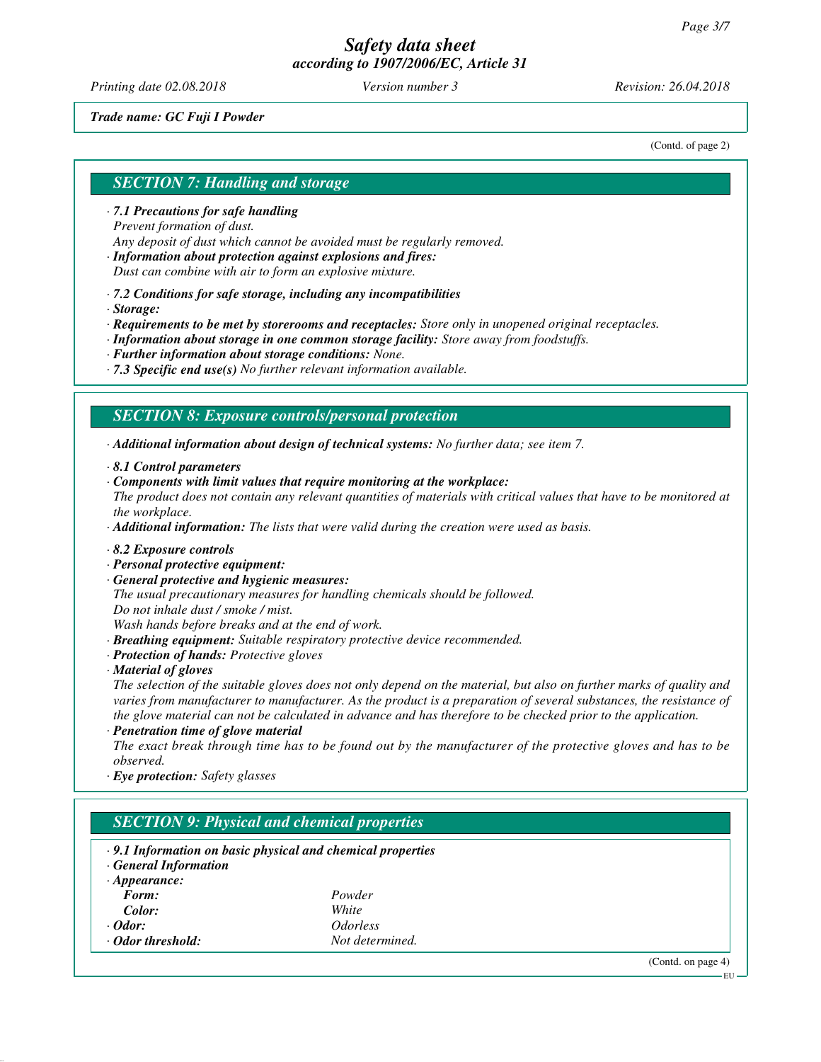**Trade name: GC Fuji I Powder**

(Contd. of page 2)

## SECTION 7: Handling and storage

- ***7.1 Precautions for safe handling***
  *Prevent formation of dust.*
  *Any deposit of dust which cannot be avoided must be regularly removed.*
- ***Information about protection against explosions and fires:***
  *Dust can combine with air to form an explosive mixture.*
- ***7.2 Conditions for safe storage, including any incompatibilities***
- ***Storage:***
- ***Requirements to be met by storerooms and receptacles:*** *Store only in unopened original receptacles.*
- ***Information about storage in one common storage facility:*** *Store away from foodstuffs.*
- ***Further information about storage conditions:*** *None.*
- ***7.3 Specific end use(s)*** *No further relevant information available.*

## SECTION 8: Exposure controls/personal protection

- ***Additional information about design of technical systems:*** *No further data; see item 7.*
- ***8.1 Control parameters***
- ***Components with limit values that require monitoring at the workplace:***
  *The product does not contain any relevant quantities of materials with critical values that have to be monitored at the workplace.*
- ***Additional information:*** *The lists that were valid during the creation were used as basis.*
- ***8.2 Exposure controls***
- ***Personal protective equipment:***
- ***General protective and hygienic measures:***
  *The usual precautionary measures for handling chemicals should be followed.*
  *Do not inhale dust / smoke / mist.*
  *Wash hands before breaks and at the end of work.*
- ***Breathing equipment:*** *Suitable respiratory protective device recommended.*
- ***Protection of hands:*** *Protective gloves*
- ***Material of gloves***
  *The selection of the suitable gloves does not only depend on the material, but also on further marks of quality and varies from manufacturer to manufacturer. As the product is a preparation of several substances, the resistance of the glove material can not be calculated in advance and has therefore to be checked prior to the application.*
- ***Penetration time of glove material***
  *The exact break through time has to be found out by the manufacturer of the protective gloves and has to be observed.*
- ***Eye protection:*** *Safety glasses*

## SECTION 9: Physical and chemical properties

- ***9.1 Information on basic physical and chemical properties***
- ***General Information***
- ***Appearance:***

| | |
|---|---|
| ***Form:*** | *Powder* |
| ***Color:*** | *White* |
| ***Odor:*** | *Odorless* |
| ***Odor threshold:*** | *Not determined.* |

(Contd. on page 4)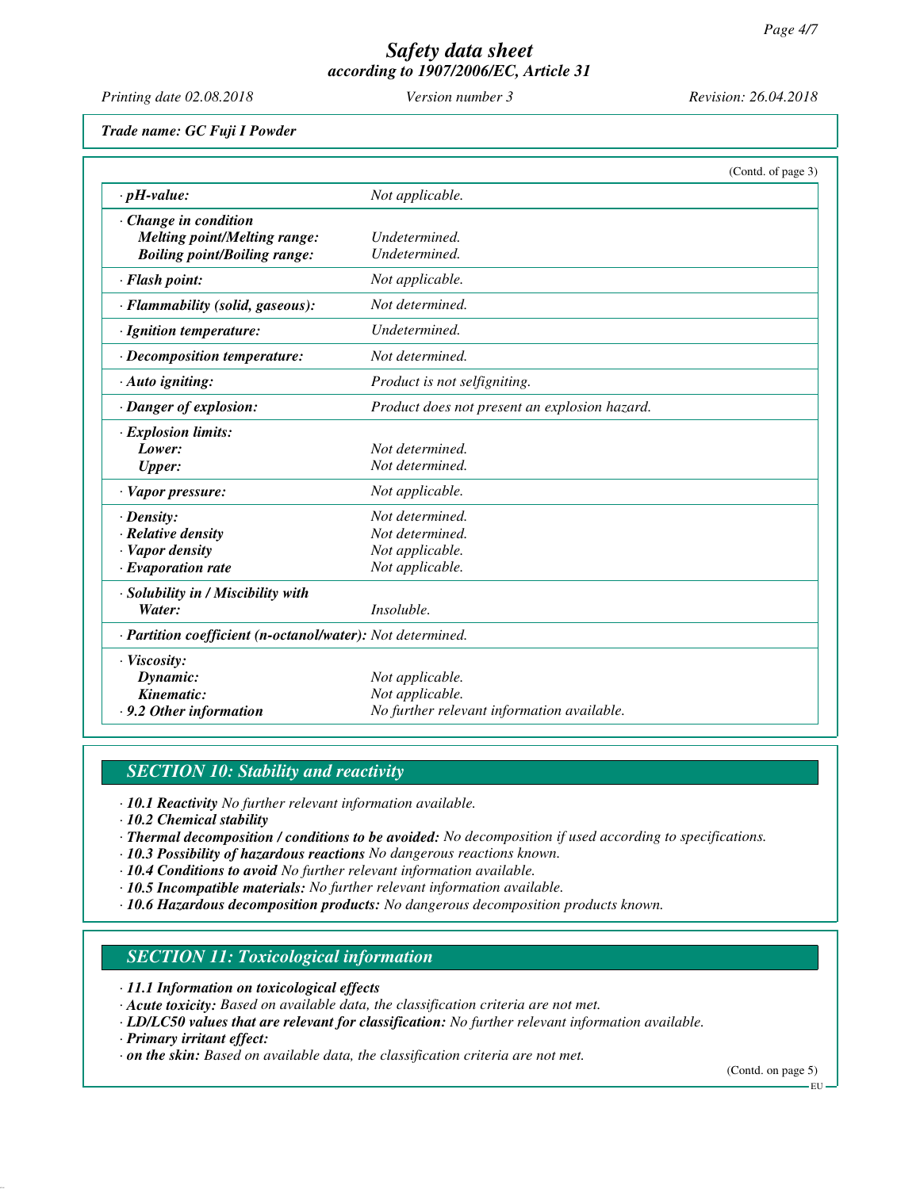**Trade name: GC Fuji I Powder**

(Contd. of page 3)

| | |
|---|---|
| · **pH-value:** | *Not applicable.* |
| · **Change in condition** | |
| **Melting point/Melting range:** | *Undetermined.* |
| **Boiling point/Boiling range:** | *Undetermined.* |
| · **Flash point:** | *Not applicable.* |
| · **Flammability (solid, gaseous):** | *Not determined.* |
| · **Ignition temperature:** | *Undetermined.* |
| · **Decomposition temperature:** | *Not determined.* |
| · **Auto igniting:** | *Product is not selfigniting.* |
| · **Danger of explosion:** | *Product does not present an explosion hazard.* |
| · **Explosion limits:** | |
| **Lower:** | *Not determined.* |
| **Upper:** | *Not determined.* |
| · **Vapor pressure:** | *Not applicable.* |
| · **Density:** | *Not determined.* |
| · **Relative density** | *Not determined.* |
| · **Vapor density** | *Not applicable.* |
| · **Evaporation rate** | *Not applicable.* |
| · **Solubility in / Miscibility with** | |
| **Water:** | *Insoluble.* |
| · **Partition coefficient (n-octanol/water):** | *Not determined.* |
| · **Viscosity:** | |
| **Dynamic:** | *Not applicable.* |
| **Kinematic:** | *Not applicable.* |
| · **9.2 Other information** | *No further relevant information available.* |

## SECTION 10: Stability and reactivity

· **10.1 Reactivity** *No further relevant information available.*
· **10.2 Chemical stability**
· **Thermal decomposition / conditions to be avoided:** *No decomposition if used according to specifications.*
· **10.3 Possibility of hazardous reactions** *No dangerous reactions known.*
· **10.4 Conditions to avoid** *No further relevant information available.*
· **10.5 Incompatible materials:** *No further relevant information available.*
· **10.6 Hazardous decomposition products:** *No dangerous decomposition products known.*

## SECTION 11: Toxicological information

· **11.1 Information on toxicological effects**
· **Acute toxicity:** *Based on available data, the classification criteria are not met.*
· **LD/LC50 values that are relevant for classification:** *No further relevant information available.*
· **Primary irritant effect:**
· **on the skin:** *Based on available data, the classification criteria are not met.*

(Contd. on page 5)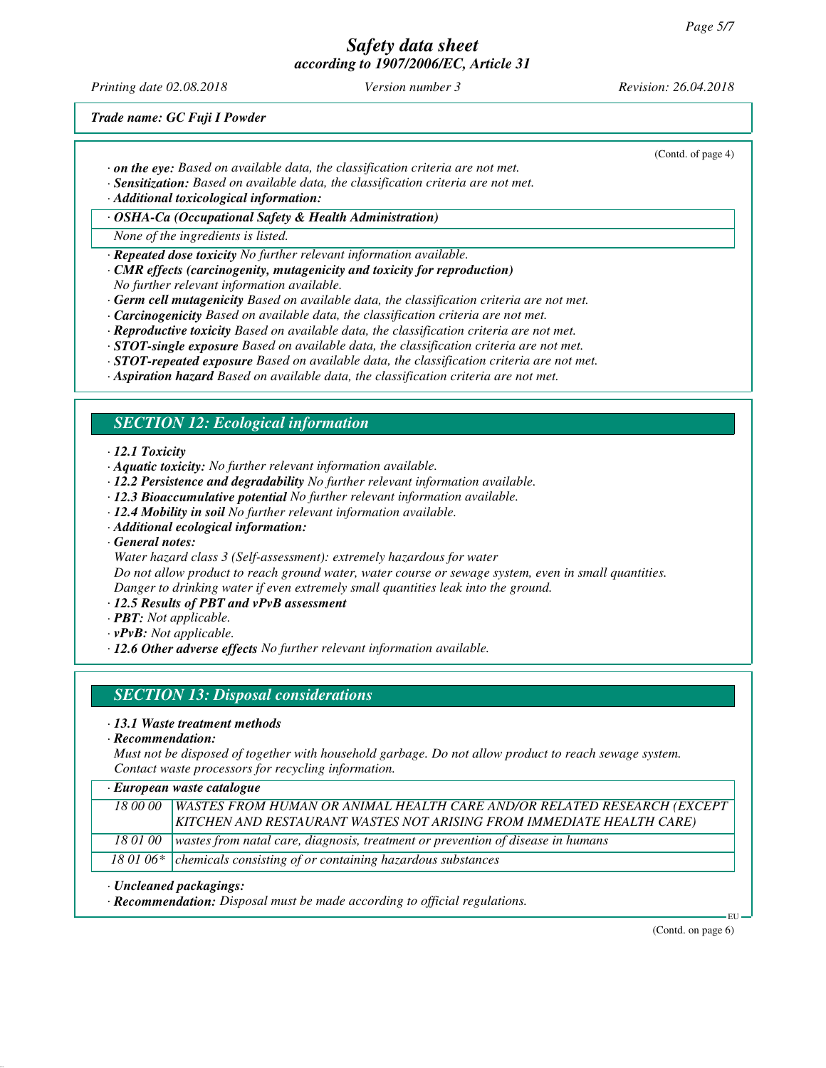(Contd. of page 4)

· **on the eye:** Based on available data, the classification criteria are not met.
· **Sensitization:** Based on available data, the classification criteria are not met.
· **Additional toxicological information:**

| · **OSHA-Ca (Occupational Safety & Health Administration)** |
|---|
| None of the ingredients is listed. |

· **Repeated dose toxicity** No further relevant information available.
· **CMR effects (carcinogenity, mutagenicity and toxicity for reproduction)**
No further relevant information available.
· **Germ cell mutagenicity** Based on available data, the classification criteria are not met.
· **Carcinogenicity** Based on available data, the classification criteria are not met.
· **Reproductive toxicity** Based on available data, the classification criteria are not met.
· **STOT-single exposure** Based on available data, the classification criteria are not met.
· **STOT-repeated exposure** Based on available data, the classification criteria are not met.
· **Aspiration hazard** Based on available data, the classification criteria are not met.

## SECTION 12: Ecological information

· **12.1 Toxicity**
· **Aquatic toxicity:** No further relevant information available.
· **12.2 Persistence and degradability** No further relevant information available.
· **12.3 Bioaccumulative potential** No further relevant information available.
· **12.4 Mobility in soil** No further relevant information available.
· **Additional ecological information:**
· **General notes:**
Water hazard class 3 (Self-assessment): extremely hazardous for water
Do not allow product to reach ground water, water course or sewage system, even in small quantities.
Danger to drinking water if even extremely small quantities leak into the ground.
· **12.5 Results of PBT and vPvB assessment**
· **PBT:** Not applicable.
· **vPvB:** Not applicable.
· **12.6 Other adverse effects** No further relevant information available.

## SECTION 13: Disposal considerations

· **13.1 Waste treatment methods**
· **Recommendation:**
Must not be disposed of together with household garbage. Do not allow product to reach sewage system.
Contact waste processors for recycling information.

| · **European waste catalogue** | |
|---|---|
| 18 00 00 | WASTES FROM HUMAN OR ANIMAL HEALTH CARE AND/OR RELATED RESEARCH (EXCEPT KITCHEN AND RESTAURANT WASTES NOT ARISING FROM IMMEDIATE HEALTH CARE) |
| 18 01 00 | wastes from natal care, diagnosis, treatment or prevention of disease in humans |
| 18 01 06* | chemicals consisting of or containing hazardous substances |

· **Uncleaned packagings:**
· **Recommendation:** Disposal must be made according to official regulations.

(Contd. on page 6)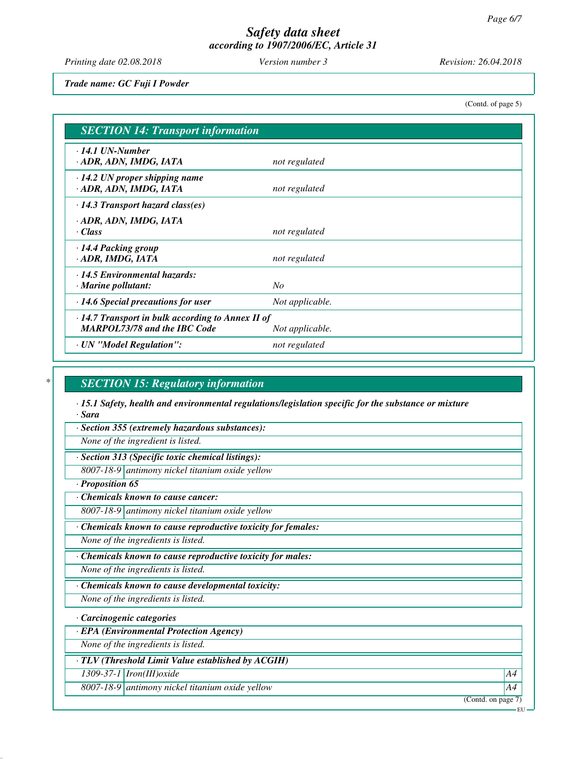Trade name: GC Fuji I Powder

(Contd. of page 5)

## SECTION 14: Transport information

| | |
|---|---|
| · 14.1 UN-Number<br>· ADR, ADN, IMDG, IATA | not regulated |
| · 14.2 UN proper shipping name<br>· ADR, ADN, IMDG, IATA | not regulated |
| · 14.3 Transport hazard class(es)<br>· ADR, ADN, IMDG, IATA<br>· Class | not regulated |
| · 14.4 Packing group<br>· ADR, IMDG, IATA | not regulated |
| · 14.5 Environmental hazards:<br>· Marine pollutant: | No |
| · 14.6 Special precautions for user | Not applicable. |
| · 14.7 Transport in bulk according to Annex II of MARPOL73/78 and the IBC Code | Not applicable. |
| · UN "Model Regulation": | not regulated |

## SECTION 15: Regulatory information

· **15.1 Safety, health and environmental regulations/legislation specific for the substance or mixture**

· **Sara**

· **Section 355 (extremely hazardous substances):**

None of the ingredient is listed.

· **Section 313 (Specific toxic chemical listings):**

| | |
|---|---|
| 8007-18-9 | antimony nickel titanium oxide yellow |

· **Proposition 65**

· **Chemicals known to cause cancer:**

| | |
|---|---|
| 8007-18-9 | antimony nickel titanium oxide yellow |

· **Chemicals known to cause reproductive toxicity for females:**

None of the ingredients is listed.

· **Chemicals known to cause reproductive toxicity for males:**

None of the ingredients is listed.

· **Chemicals known to cause developmental toxicity:**

None of the ingredients is listed.

· **Carcinogenic categories**

· **EPA (Environmental Protection Agency)**

None of the ingredients is listed.

· **TLV (Threshold Limit Value established by ACGIH)**

| | | |
|---|---|---|
| 1309-37-1 | Iron(III)oxide | A4 |
| 8007-18-9 | antimony nickel titanium oxide yellow | A4 |

(Contd. on page 7)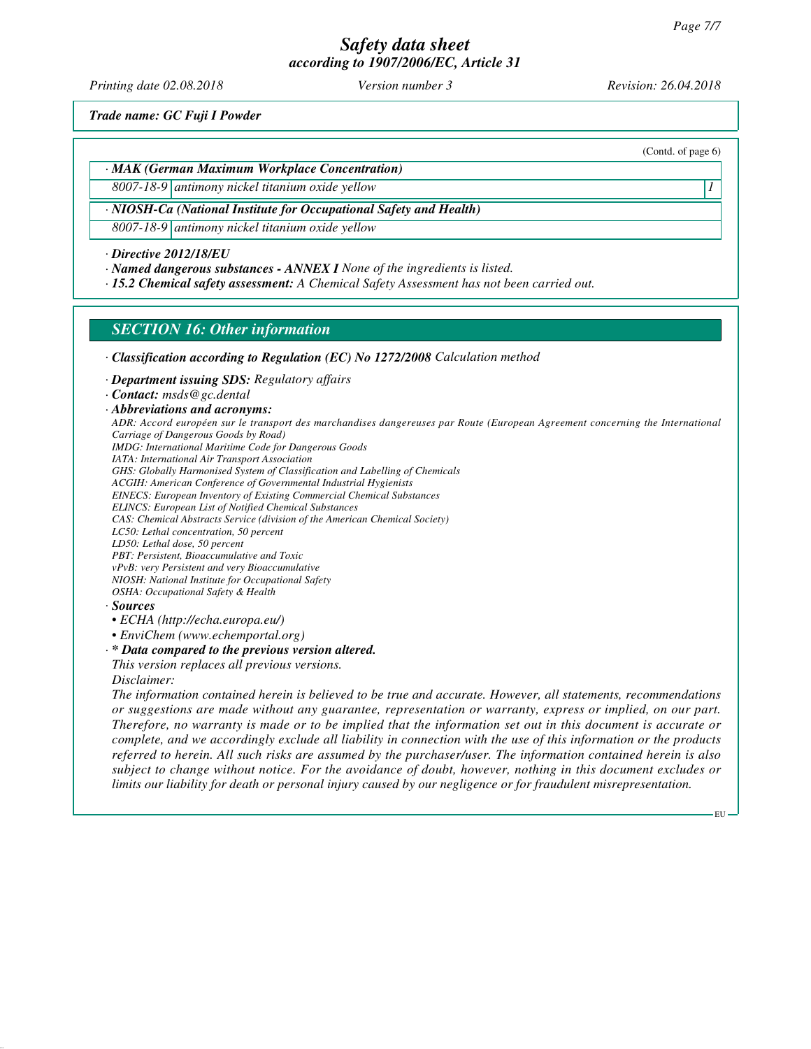**Safety data sheet**
**according to 1907/2006/EC, Article 31**

*Printing date 02.08.2018* *Version number 3* *Revision: 26.04.2018*

***Trade name: GC Fuji I Powder***

(Contd. of page 6)

· ***MAK (German Maximum Workplace Concentration)***

| | | |
|---|---|---|
| 8007-18-9 | antimony nickel titanium oxide yellow | 1 |

· ***NIOSH-Ca (National Institute for Occupational Safety and Health)***

| | |
|---|---|
| 8007-18-9 | antimony nickel titanium oxide yellow |

· ***Directive 2012/18/EU***
· ***Named dangerous substances - ANNEX I*** *None of the ingredients is listed.*
· ***15.2 Chemical safety assessment:*** *A Chemical Safety Assessment has not been carried out.*

## SECTION 16: Other information

· ***Classification according to Regulation (EC) No 1272/2008*** *Calculation method*

· ***Department issuing SDS:*** *Regulatory affairs*
· ***Contact:*** *msds@gc.dental*
· ***Abbreviations and acronyms:***
*ADR: Accord européen sur le transport des marchandises dangereuses par Route (European Agreement concerning the International Carriage of Dangerous Goods by Road)*
*IMDG: International Maritime Code for Dangerous Goods*
*IATA: International Air Transport Association*
*GHS: Globally Harmonised System of Classification and Labelling of Chemicals*
*ACGIH: American Conference of Governmental Industrial Hygienists*
*EINECS: European Inventory of Existing Commercial Chemical Substances*
*ELINCS: European List of Notified Chemical Substances*
*CAS: Chemical Abstracts Service (division of the American Chemical Society)*
*LC50: Lethal concentration, 50 percent*
*LD50: Lethal dose, 50 percent*
*PBT: Persistent, Bioaccumulative and Toxic*
*vPvB: very Persistent and very Bioaccumulative*
*NIOSH: National Institute for Occupational Safety*
*OSHA: Occupational Safety & Health*
· ***Sources***
- *ECHA (http://echa.europa.eu/)*
- *EnviChem (www.echemportal.org)*

· ***\* Data compared to the previous version altered.***
*This version replaces all previous versions.*
*Disclaimer:*
*The information contained herein is believed to be true and accurate. However, all statements, recommendations or suggestions are made without any guarantee, representation or warranty, express or implied, on our part. Therefore, no warranty is made or to be implied that the information set out in this document is accurate or complete, and we accordingly exclude all liability in connection with the use of this information or the products referred to herein. All such risks are assumed by the purchaser/user. The information contained herein is also subject to change without notice. For the avoidance of doubt, however, nothing in this document excludes or limits our liability for death or personal injury caused by our negligence or for fraudulent misrepresentation.*

EU